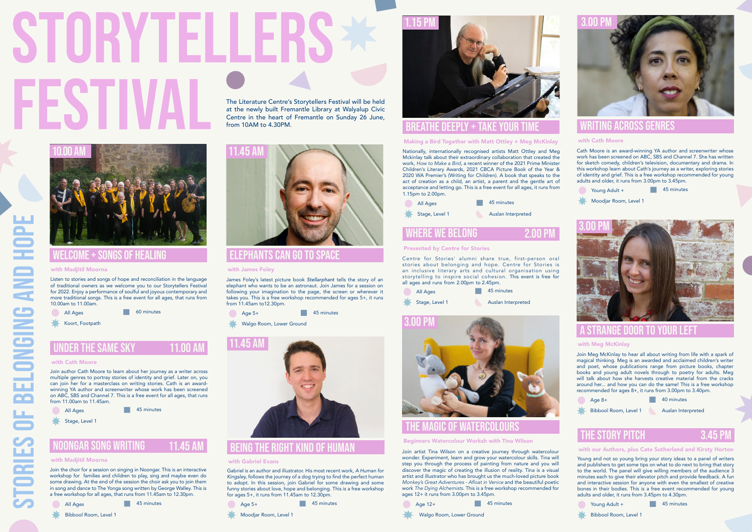# STORYTELLERS FESTIVAL

STORIES OF BELONGING AND HOPE

The Literature Centre's Storytellers Festival will be held at the newly built Fremantle Library at Walyalup Civic Centre in the heart of Fremantle on Sunday 26 June, from 10AM to 4.30PM.

## 10.00 AM — WELCOME + SONGS OF HEALING

**with Madjitil Moorna**

Listen to stories and songs of hope and reconciliation in the language of traditional owners as we welcome you to our Storytellers Festival for 2022. Enjoy a performance of soulful and joyous contemporary and more traditional songs. This is a free event for all ages, that runs from 10.00am to 11.00am.

- All Ages
- 60 minutes
- Koort, Footpath

## UNDER THE SAME SKY — 11.00 AM

**with Cath Moore**

Join author Cath Moore to learn about her journey as a writer across multiple genres to portray stories of identity and grief. Later on, you can join her for a masterclass on writing stories. Cath is an award-winning YA author and screenwriter whose work has been screened on ABC, SBS and Channel 7. This is a free event for all ages, that runs from 11.00am to 11.45am.

- All Ages
- 45 minutes
- Stage, Level 1

## NOONGAR SONG WRITING — 11.45 AM

**with Madjitil Moorna**

Join the choir for a session on singing in Noongar. This is an interactive workshop for families and children to play, sing and maybe even do some drawing. At the end of the session the choir ask you to join them in song and dance to The Yonga song written by George Walley. This is a free workshop for all ages, that runs from 11.45am to 12.30pm.

- All Ages
- 45 minutes
- Bibbool Room, Level 1

## 11.45 AM — ELEPHANTS CAN GO TO SPACE

**with James Foley**

James Foley's latest picture book *Stellarphant* tells the story of an elephant who wants to be an astronaut. Join James for a session on following your imagination to the page, the screen or wherever it takes you. This is a free workshop recommended for ages 5+, it runs from 11.45am to12.30pm.

- Age 5+
- 45 minutes
- Walgo Room, Lower Ground

## 11.45 AM — BEING THE RIGHT KIND OF HUMAN

**with Gabriel Evans**

Gabriel is an author and illustrator. His most recent work, *A Human for Kingsley*, follows the journey of a dog trying to find the perfect human to adopt. In this session, join Gabriel for some drawing and some funny stories about love, hope and belonging. This is a free workshop for ages 5+, it runs from 11.45am to 12.30pm.

- Age 5+
- 45 minutes
- Moodjar Room, Level 1

## 1.15 PM — BREATHE DEEPLY + TAKE YOUR TIME

**Making a Bird Together with Matt Ottley + Meg McKinlay**

Nationally, internationally recognised artists Matt Ottley and Meg Mckinlay talk about their extraordinary collaboration that created the work, *How to Make a Bird*, a recent winner of the 2021 Prime Minister Children's Literary Awards, 2021 CBCA Picture Book of the Year & 2020 WA Premier's (Writing for Children). A book that speaks to the act of creation as a child, an artist, a parent and the gentle art of acceptance and letting go. This is a free event for all ages, it runs from 1.15pm to 2.00pm.

- All Ages
- 45 minutes
- Stage, Level 1
- Auslan Interpreted

## WHERE WE BELONG — 2.00 PM

**Presented by Centre for Stories**

Centre for Stories' alumni share true, first-person oral stories about belonging and hope. Centre for Stories is an inclusive literary arts and cultural organisation using storytelling to inspire social cohesion. This event is free for all ages and runs from 2.00pm to 2.45pm.

- All Ages
- 45 minutes
- Stage, Level 1
- Auslan Interpreted

## 3.00 PM — THE MAGIC OF WATERCOLOURS

**Beginners Watercolour Worksh with Tina Wilson**

Join artist Tina Wilson on a creative journey through watercolour wonder. Experiment, learn and grow your watercolour skills. Tina will step you through the process of painting from nature and you will discover the magic of creating the illusion of reality. Tina is a visual artist and illustrator who has brought us the much-loved picture book *Monkey's Great Adventures - Afloat in Venice* and the beautiful poetic work *The Dying Alchemists*. This is a free workshop recommended for ages 12+ it runs from 3.00pm to 3.45pm.

- Age 12+
- 45 minutes
- Walgo Room, Lower Ground

## 3.00 PM — WRITING ACROSS GENRES

**with Cath Moore**

Cath Moore is an award-winning YA author and screenwriter whose work has been screened on ABC, SBS and Channel 7. She has written for sketch comedy, children's television, documentary and drama. In this workshop learn about Cath's journey as a writer, exploring stories of identity and grief. This is a free workshop recommended for young adults and older, it runs from 3.00pm to 3.45pm.

- Young Adult +
- 45 minutes
- Moodjar Room, Level 1

## 3.00 PM — A STRANGE DOOR TO YOUR LEFT

**with Meg McKinlay**

Join Meg McKinlay to hear all about writing from life with a spark of magical thinking. Meg is an awarded and acclaimed children's writer and poet, whose publications range from picture books, chapter books and young adult novels through to poetry for adults. Meg will talk about how she harvests creative material from the cracks around her... and how you can do the same! This is a free workshop recommended for ages 8+, it runs from 3.00pm to 3.40pm.

- Age 8+
- 40 minutes
- Bibbool Room, Level 1
- Auslan Interpreted

## THE STORY PITCH — 3.45 PM

**with our Authors, plus Cate Sutherland and Kirsty Horton**

Young and not so young bring your story ideas to a panel of writers and publishers to get some tips on what to do next to bring that story to the world. The panel will give willing members of the audience 3 minutes each to give their elevator pitch and provide feedback. A fun and interactive session for anyone with even the smallest of creative bones in their bodies. This is a free event recommended for young adults and older, it runs from 3.45pm to 4.30pm.

- Young Adult +
- 45 minutes
- Bibbool Room, Level 1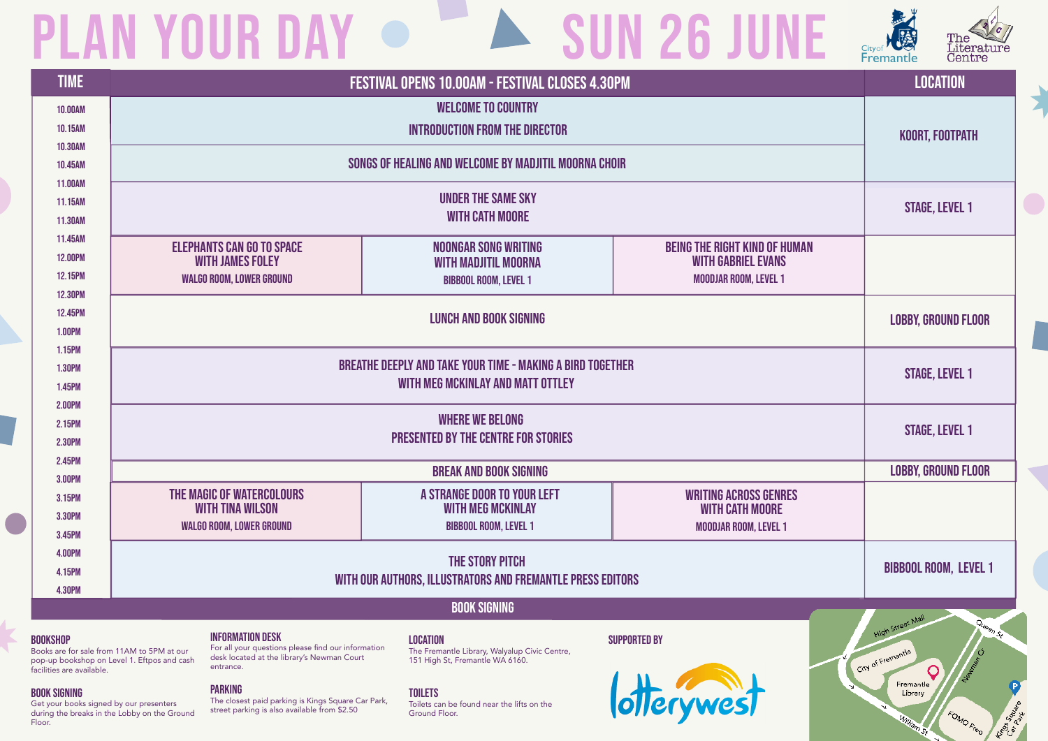# PLAN YOUR DAY — SUN 26 JUNE

City of Fremantle — The Literature Centre

| TIME | FESTIVAL OPENS 10.00AM - FESTIVAL CLOSES 4.30PM | | | LOCATION |
|---|---|---|---|---|
| 10.00AM | WELCOME TO COUNTRY | | | KOORT, FOOTPATH |
| 10.15AM | INTRODUCTION FROM THE DIRECTOR | | | KOORT, FOOTPATH |
| 10.30AM – 10.45AM | SONGS OF HEALING AND WELCOME BY MADJITIL MOORNA CHOIR | | | KOORT, FOOTPATH |
| 11.00AM – 11.30AM | UNDER THE SAME SKY WITH CATH MOORE | | | STAGE, LEVEL 1 |
| 11.45AM – 12.15PM | ELEPHANTS CAN GO TO SPACE WITH JAMES FOLEY — WALGO ROOM, LOWER GROUND | NOONGAR SONG WRITING WITH MADJITIL MOORNA — BIBBOOL ROOM, LEVEL 1 | BEING THE RIGHT KIND OF HUMAN WITH GABRIEL EVANS — MOODJAR ROOM, LEVEL 1 | |
| 12.30PM – 1.00PM | LUNCH AND BOOK SIGNING | | | LOBBY, GROUND FLOOR |
| 1.15PM – 1.45PM | BREATHE DEEPLY AND TAKE YOUR TIME - MAKING A BIRD TOGETHER WITH MEG MCKINLAY AND MATT OTTLEY | | | STAGE, LEVEL 1 |
| 2.00PM – 2.30PM | WHERE WE BELONG PRESENTED BY THE CENTRE FOR STORIES | | | STAGE, LEVEL 1 |
| 2.45PM | BREAK AND BOOK SIGNING | | | LOBBY, GROUND FLOOR |
| 3.00PM – 3.45PM | THE MAGIC OF WATERCOLOURS WITH TINA WILSON — WALGO ROOM, LOWER GROUND | A STRANGE DOOR TO YOUR LEFT WITH MEG MCKINLAY — BIBBOOL ROOM, LEVEL 1 | WRITING ACROSS GENRES WITH CATH MOORE — MOODJAR ROOM, LEVEL 1 | |
| 4.00PM – 4.30PM | THE STORY PITCH WITH OUR AUTHORS, ILLUSTRATORS AND FREMANTLE PRESS EDITORS | | | BIBBOOL ROOM, LEVEL 1 |
| | BOOK SIGNING | | | |

### BOOKSHOP
Books are for sale from 11AM to 5PM at our pop-up bookshop on Level 1. Eftpos and cash facilities are available.

### BOOK SIGNING
Get your books signed by our presenters during the breaks in the Lobby on the Ground Floor.

### INFORMATION DESK
For all your questions please find our information desk located at the library's Newman Court entrance.

### PARKING
The closest paid parking is Kings Square Car Park, street parking is also available from $2.50

### LOCATION
The Fremantle Library, Walyalup Civic Centre, 151 High St, Fremantle WA 6160.

### TOILETS
Toilets can be found near the lifts on the Ground Floor.

### SUPPORTED BY
lotterywest

High Street Mall · Queen St · City of Fremantle · Fremantle Library · Newman Ct · William St · FOMO Freo · Kings Square Car Park